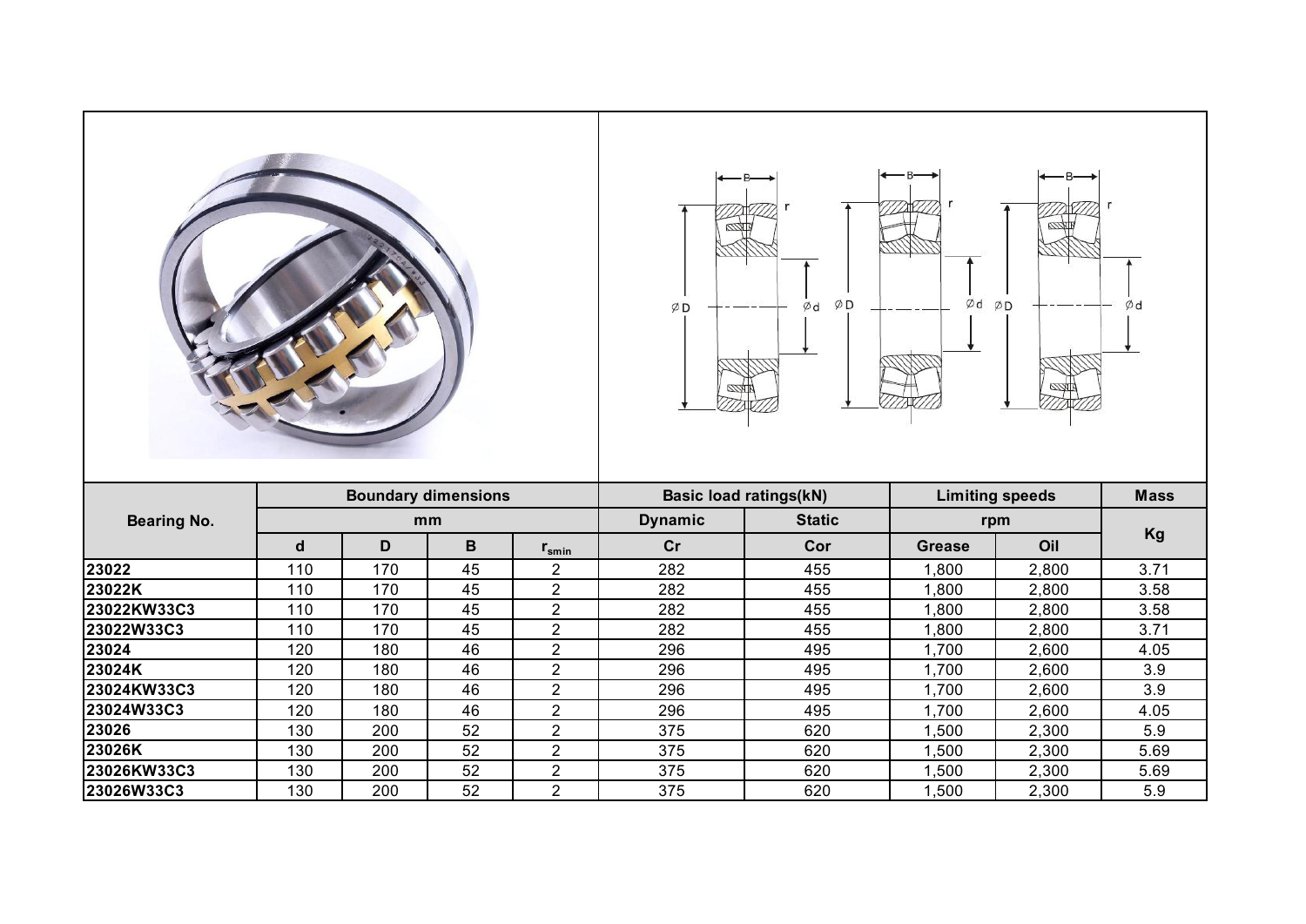| Bearing No. | Boundary dimensions | | | | Basic load ratings(kN) | | Limiting speeds | | Mass |
|---|---|---|---|---|---|---|---|---|---|
| | mm | | | | Dynamic | Static | rpm | | Kg |
| | d | D | B | $r_{smin}$ | Cr | Cor | Grease | Oil | |
| 23022 | 110 | 170 | 45 | 2 | 282 | 455 | 1,800 | 2,800 | 3.71 |
| 23022K | 110 | 170 | 45 | 2 | 282 | 455 | 1,800 | 2,800 | 3.58 |
| 23022KW33C3 | 110 | 170 | 45 | 2 | 282 | 455 | 1,800 | 2,800 | 3.58 |
| 23022W33C3 | 110 | 170 | 45 | 2 | 282 | 455 | 1,800 | 2,800 | 3.71 |
| 23024 | 120 | 180 | 46 | 2 | 296 | 495 | 1,700 | 2,600 | 4.05 |
| 23024K | 120 | 180 | 46 | 2 | 296 | 495 | 1,700 | 2,600 | 3.9 |
| 23024KW33C3 | 120 | 180 | 46 | 2 | 296 | 495 | 1,700 | 2,600 | 3.9 |
| 23024W33C3 | 120 | 180 | 46 | 2 | 296 | 495 | 1,700 | 2,600 | 4.05 |
| 23026 | 130 | 200 | 52 | 2 | 375 | 620 | 1,500 | 2,300 | 5.9 |
| 23026K | 130 | 200 | 52 | 2 | 375 | 620 | 1,500 | 2,300 | 5.69 |
| 23026KW33C3 | 130 | 200 | 52 | 2 | 375 | 620 | 1,500 | 2,300 | 5.69 |
| 23026W33C3 | 130 | 200 | 52 | 2 | 375 | 620 | 1,500 | 2,300 | 5.9 |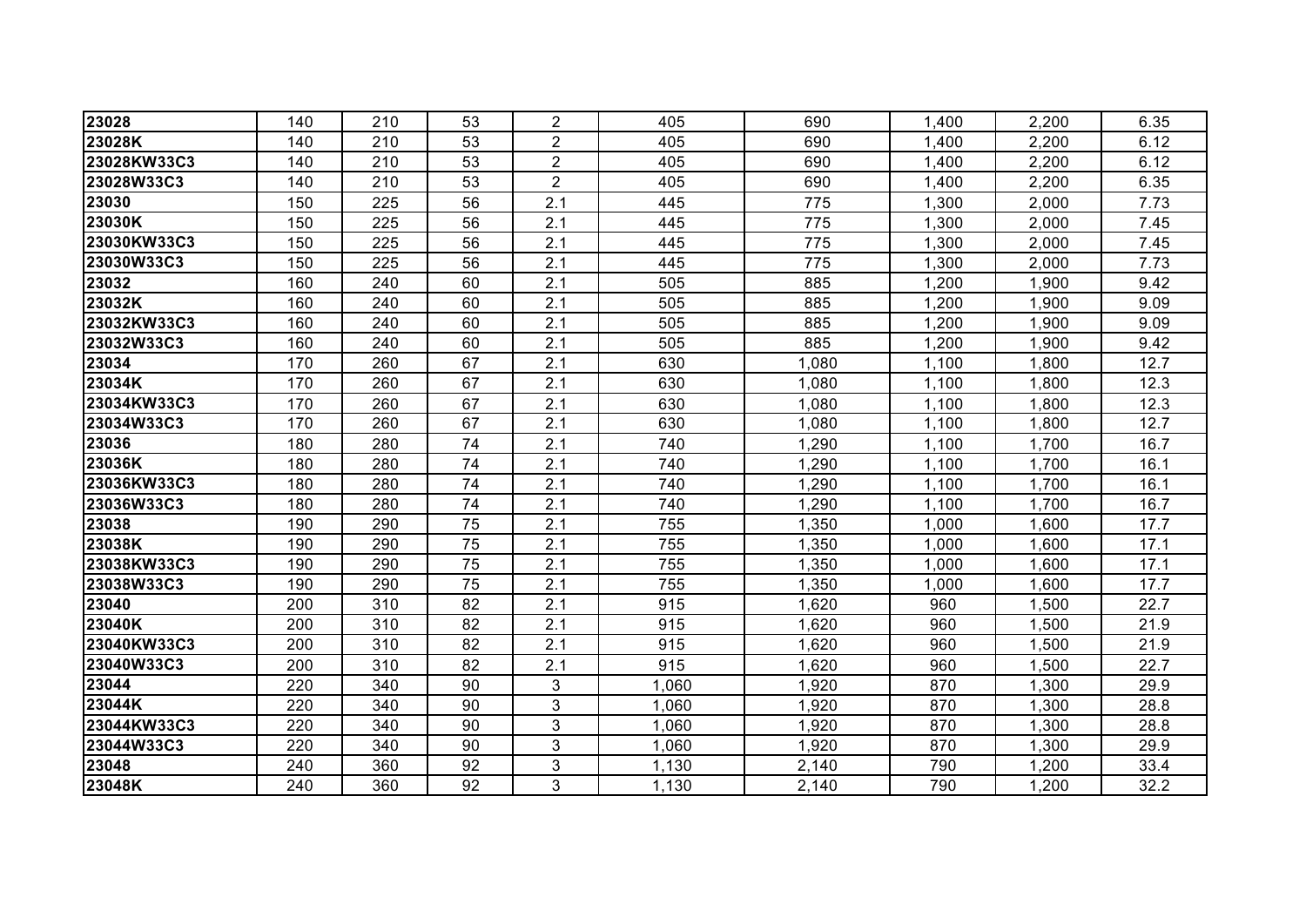| 23028 | 140 | 210 | 53 | 2 | 405 | 690 | 1,400 | 2,200 | 6.35 |
|---|---|---|---|---|---|---|---|---|---|
| 23028K | 140 | 210 | 53 | 2 | 405 | 690 | 1,400 | 2,200 | 6.12 |
| 23028KW33C3 | 140 | 210 | 53 | 2 | 405 | 690 | 1,400 | 2,200 | 6.12 |
| 23028W33C3 | 140 | 210 | 53 | 2 | 405 | 690 | 1,400 | 2,200 | 6.35 |
| 23030 | 150 | 225 | 56 | 2.1 | 445 | 775 | 1,300 | 2,000 | 7.73 |
| 23030K | 150 | 225 | 56 | 2.1 | 445 | 775 | 1,300 | 2,000 | 7.45 |
| 23030KW33C3 | 150 | 225 | 56 | 2.1 | 445 | 775 | 1,300 | 2,000 | 7.45 |
| 23030W33C3 | 150 | 225 | 56 | 2.1 | 445 | 775 | 1,300 | 2,000 | 7.73 |
| 23032 | 160 | 240 | 60 | 2.1 | 505 | 885 | 1,200 | 1,900 | 9.42 |
| 23032K | 160 | 240 | 60 | 2.1 | 505 | 885 | 1,200 | 1,900 | 9.09 |
| 23032KW33C3 | 160 | 240 | 60 | 2.1 | 505 | 885 | 1,200 | 1,900 | 9.09 |
| 23032W33C3 | 160 | 240 | 60 | 2.1 | 505 | 885 | 1,200 | 1,900 | 9.42 |
| 23034 | 170 | 260 | 67 | 2.1 | 630 | 1,080 | 1,100 | 1,800 | 12.7 |
| 23034K | 170 | 260 | 67 | 2.1 | 630 | 1,080 | 1,100 | 1,800 | 12.3 |
| 23034KW33C3 | 170 | 260 | 67 | 2.1 | 630 | 1,080 | 1,100 | 1,800 | 12.3 |
| 23034W33C3 | 170 | 260 | 67 | 2.1 | 630 | 1,080 | 1,100 | 1,800 | 12.7 |
| 23036 | 180 | 280 | 74 | 2.1 | 740 | 1,290 | 1,100 | 1,700 | 16.7 |
| 23036K | 180 | 280 | 74 | 2.1 | 740 | 1,290 | 1,100 | 1,700 | 16.1 |
| 23036KW33C3 | 180 | 280 | 74 | 2.1 | 740 | 1,290 | 1,100 | 1,700 | 16.1 |
| 23036W33C3 | 180 | 280 | 74 | 2.1 | 740 | 1,290 | 1,100 | 1,700 | 16.7 |
| 23038 | 190 | 290 | 75 | 2.1 | 755 | 1,350 | 1,000 | 1,600 | 17.7 |
| 23038K | 190 | 290 | 75 | 2.1 | 755 | 1,350 | 1,000 | 1,600 | 17.1 |
| 23038KW33C3 | 190 | 290 | 75 | 2.1 | 755 | 1,350 | 1,000 | 1,600 | 17.1 |
| 23038W33C3 | 190 | 290 | 75 | 2.1 | 755 | 1,350 | 1,000 | 1,600 | 17.7 |
| 23040 | 200 | 310 | 82 | 2.1 | 915 | 1,620 | 960 | 1,500 | 22.7 |
| 23040K | 200 | 310 | 82 | 2.1 | 915 | 1,620 | 960 | 1,500 | 21.9 |
| 23040KW33C3 | 200 | 310 | 82 | 2.1 | 915 | 1,620 | 960 | 1,500 | 21.9 |
| 23040W33C3 | 200 | 310 | 82 | 2.1 | 915 | 1,620 | 960 | 1,500 | 22.7 |
| 23044 | 220 | 340 | 90 | 3 | 1,060 | 1,920 | 870 | 1,300 | 29.9 |
| 23044K | 220 | 340 | 90 | 3 | 1,060 | 1,920 | 870 | 1,300 | 28.8 |
| 23044KW33C3 | 220 | 340 | 90 | 3 | 1,060 | 1,920 | 870 | 1,300 | 28.8 |
| 23044W33C3 | 220 | 340 | 90 | 3 | 1,060 | 1,920 | 870 | 1,300 | 29.9 |
| 23048 | 240 | 360 | 92 | 3 | 1,130 | 2,140 | 790 | 1,200 | 33.4 |
| 23048K | 240 | 360 | 92 | 3 | 1,130 | 2,140 | 790 | 1,200 | 32.2 |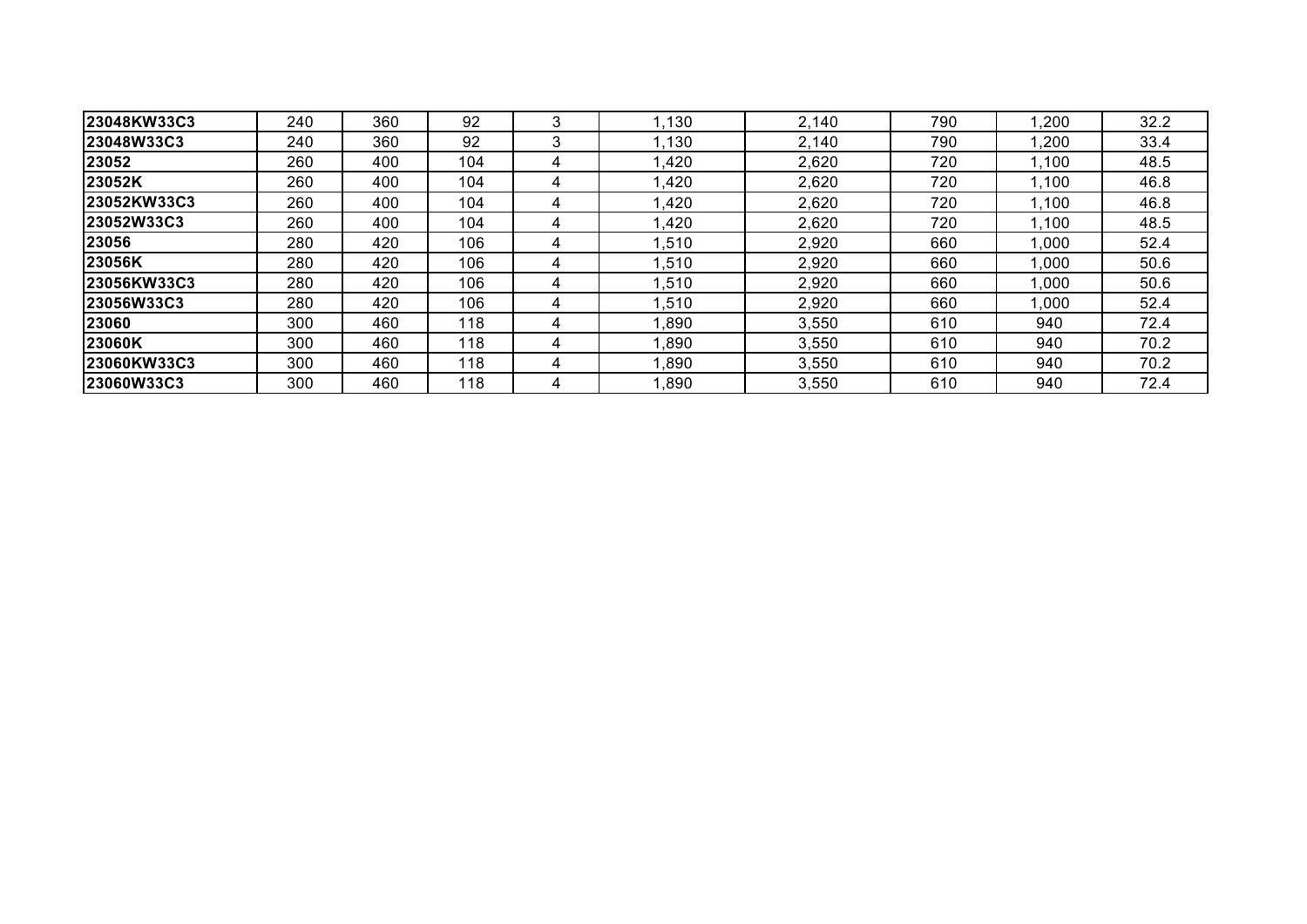| | | | | | | | | | |
|---|---|---|---|---|---|---|---|---|---|
| **23048KW33C3** | 240 | 360 | 92 | 3 | 1,130 | 2,140 | 790 | 1,200 | 32.2 |
| **23048W33C3** | 240 | 360 | 92 | 3 | 1,130 | 2,140 | 790 | 1,200 | 33.4 |
| **23052** | 260 | 400 | 104 | 4 | 1,420 | 2,620 | 720 | 1,100 | 48.5 |
| **23052K** | 260 | 400 | 104 | 4 | 1,420 | 2,620 | 720 | 1,100 | 46.8 |
| **23052KW33C3** | 260 | 400 | 104 | 4 | 1,420 | 2,620 | 720 | 1,100 | 46.8 |
| **23052W33C3** | 260 | 400 | 104 | 4 | 1,420 | 2,620 | 720 | 1,100 | 48.5 |
| **23056** | 280 | 420 | 106 | 4 | 1,510 | 2,920 | 660 | 1,000 | 52.4 |
| **23056K** | 280 | 420 | 106 | 4 | 1,510 | 2,920 | 660 | 1,000 | 50.6 |
| **23056KW33C3** | 280 | 420 | 106 | 4 | 1,510 | 2,920 | 660 | 1,000 | 50.6 |
| **23056W33C3** | 280 | 420 | 106 | 4 | 1,510 | 2,920 | 660 | 1,000 | 52.4 |
| **23060** | 300 | 460 | 118 | 4 | 1,890 | 3,550 | 610 | 940 | 72.4 |
| **23060K** | 300 | 460 | 118 | 4 | 1,890 | 3,550 | 610 | 940 | 70.2 |
| **23060KW33C3** | 300 | 460 | 118 | 4 | 1,890 | 3,550 | 610 | 940 | 70.2 |
| **23060W33C3** | 300 | 460 | 118 | 4 | 1,890 | 3,550 | 610 | 940 | 72.4 |